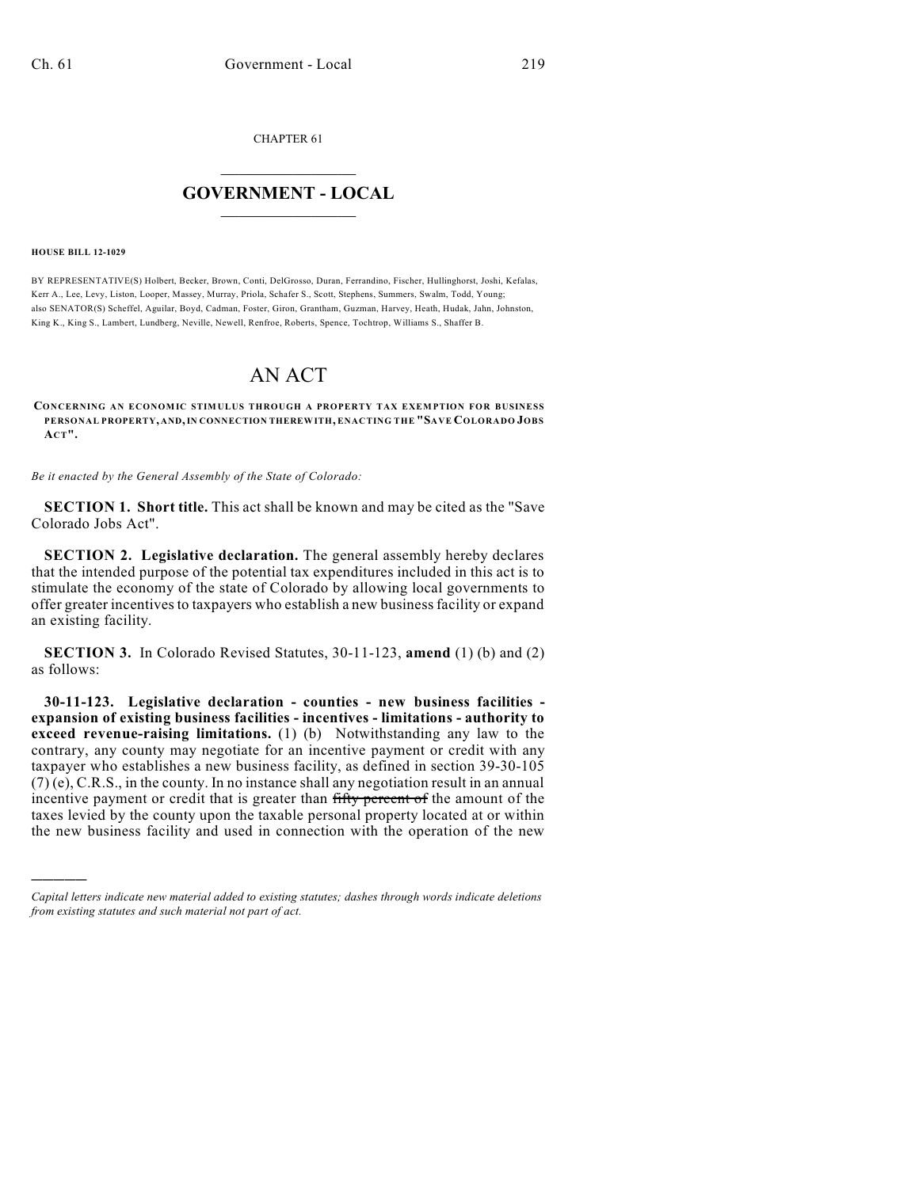CHAPTER 61

# GOVERNMENT - LOCAL

**HOUSE BILL 12-1029**

BY REPRESENTATIVE(S) Holbert, Becker, Brown, Conti, DelGrosso, Duran, Ferrandino, Fischer, Hullinghorst, Joshi, Kefalas, Kerr A., Lee, Levy, Liston, Looper, Massey, Murray, Priola, Schafer S., Scott, Stephens, Summers, Swalm, Todd, Young; also SENATOR(S) Scheffel, Aguilar, Boyd, Cadman, Foster, Giron, Grantham, Guzman, Harvey, Heath, Hudak, Jahn, Johnston, King K., King S., Lambert, Lundberg, Neville, Newell, Renfroe, Roberts, Spence, Tochtrop, Williams S., Shaffer B.

# AN ACT

**CONCERNING AN ECONOMIC STIMULUS THROUGH A PROPERTY TAX EXEMPTION FOR BUSINESS PERSONAL PROPERTY, AND, IN CONNECTION THEREWITH, ENACTING THE "SAVE COLORADO JOBS ACT".**

*Be it enacted by the General Assembly of the State of Colorado:*

**SECTION 1. Short title.** This act shall be known and may be cited as the "Save Colorado Jobs Act".

**SECTION 2. Legislative declaration.** The general assembly hereby declares that the intended purpose of the potential tax expenditures included in this act is to stimulate the economy of the state of Colorado by allowing local governments to offer greater incentives to taxpayers who establish a new business facility or expand an existing facility.

**SECTION 3.** In Colorado Revised Statutes, 30-11-123, **amend** (1) (b) and (2) as follows:

**30-11-123. Legislative declaration - counties - new business facilities - expansion of existing business facilities - incentives - limitations - authority to exceed revenue-raising limitations.** (1) (b) Notwithstanding any law to the contrary, any county may negotiate for an incentive payment or credit with any taxpayer who establishes a new business facility, as defined in section 39-30-105 (7) (e), C.R.S., in the county. In no instance shall any negotiation result in an annual incentive payment or credit that is greater than ~~fifty percent of~~ the amount of the taxes levied by the county upon the taxable personal property located at or within the new business facility and used in connection with the operation of the new

---

*Capital letters indicate new material added to existing statutes; dashes through words indicate deletions from existing statutes and such material not part of act.*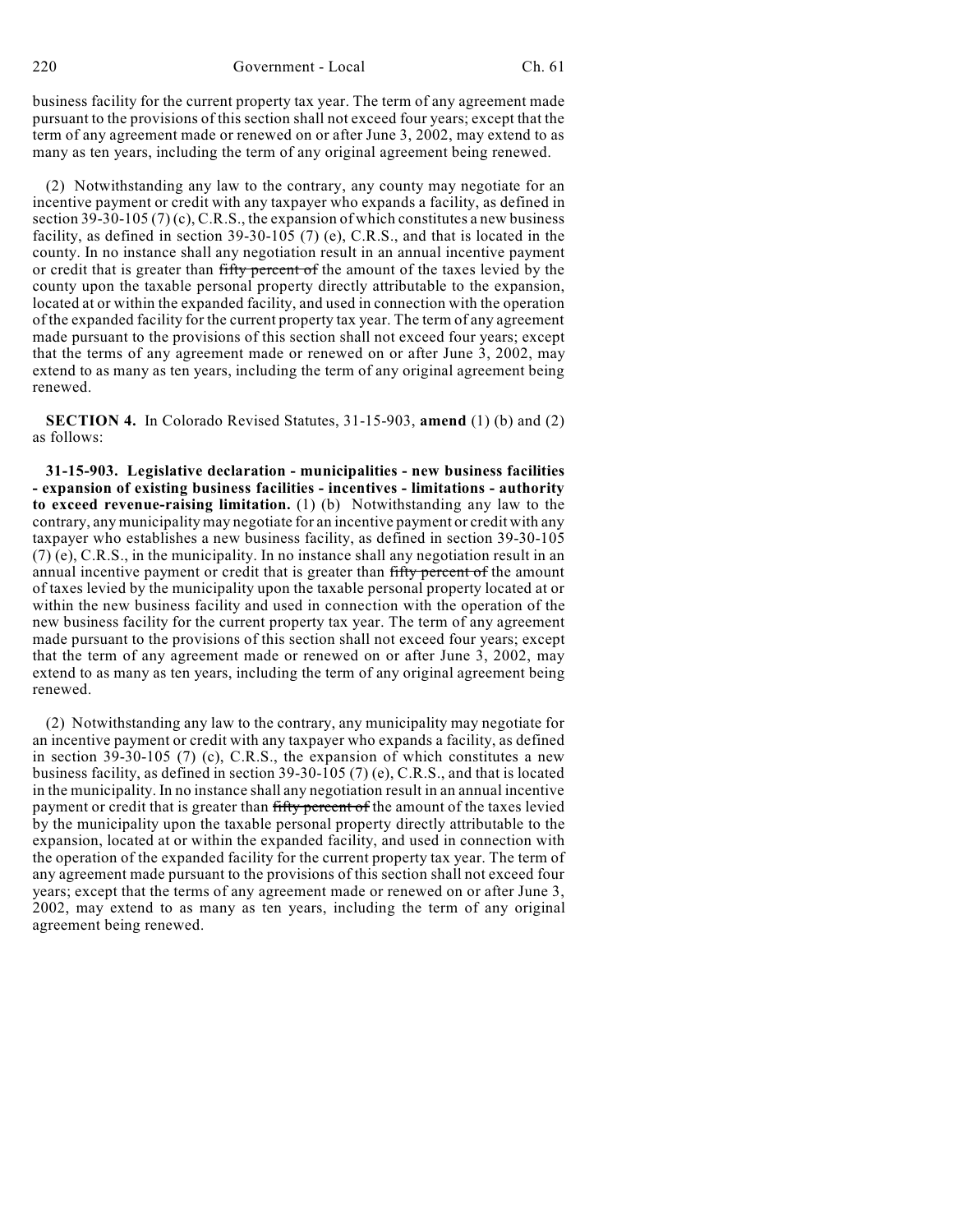business facility for the current property tax year. The term of any agreement made pursuant to the provisions of this section shall not exceed four years; except that the term of any agreement made or renewed on or after June 3, 2002, may extend to as many as ten years, including the term of any original agreement being renewed.

(2) Notwithstanding any law to the contrary, any county may negotiate for an incentive payment or credit with any taxpayer who expands a facility, as defined in section 39-30-105 (7) (c), C.R.S., the expansion of which constitutes a new business facility, as defined in section 39-30-105 (7) (e), C.R.S., and that is located in the county. In no instance shall any negotiation result in an annual incentive payment or credit that is greater than ~~fifty percent of~~ the amount of the taxes levied by the county upon the taxable personal property directly attributable to the expansion, located at or within the expanded facility, and used in connection with the operation of the expanded facility for the current property tax year. The term of any agreement made pursuant to the provisions of this section shall not exceed four years; except that the terms of any agreement made or renewed on or after June 3, 2002, may extend to as many as ten years, including the term of any original agreement being renewed.

**SECTION 4.** In Colorado Revised Statutes, 31-15-903, **amend** (1) (b) and (2) as follows:

**31-15-903. Legislative declaration - municipalities - new business facilities - expansion of existing business facilities - incentives - limitations - authority to exceed revenue-raising limitation.** (1) (b) Notwithstanding any law to the contrary, any municipality may negotiate for an incentive payment or credit with any taxpayer who establishes a new business facility, as defined in section 39-30-105 (7) (e), C.R.S., in the municipality. In no instance shall any negotiation result in an annual incentive payment or credit that is greater than ~~fifty percent of~~ the amount of taxes levied by the municipality upon the taxable personal property located at or within the new business facility and used in connection with the operation of the new business facility for the current property tax year. The term of any agreement made pursuant to the provisions of this section shall not exceed four years; except that the term of any agreement made or renewed on or after June 3, 2002, may extend to as many as ten years, including the term of any original agreement being renewed.

(2) Notwithstanding any law to the contrary, any municipality may negotiate for an incentive payment or credit with any taxpayer who expands a facility, as defined in section 39-30-105 (7) (c), C.R.S., the expansion of which constitutes a new business facility, as defined in section 39-30-105 (7) (e), C.R.S., and that is located in the municipality. In no instance shall any negotiation result in an annual incentive payment or credit that is greater than ~~fifty percent of~~ the amount of the taxes levied by the municipality upon the taxable personal property directly attributable to the expansion, located at or within the expanded facility, and used in connection with the operation of the expanded facility for the current property tax year. The term of any agreement made pursuant to the provisions of this section shall not exceed four years; except that the terms of any agreement made or renewed on or after June 3, 2002, may extend to as many as ten years, including the term of any original agreement being renewed.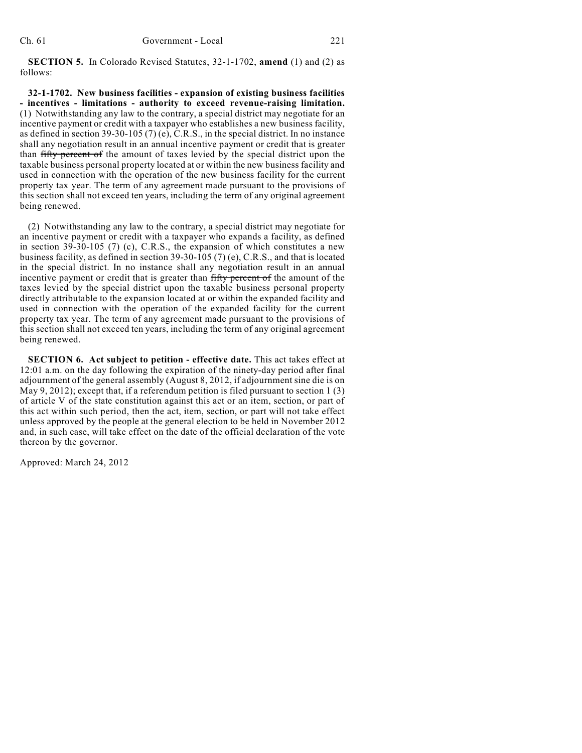**SECTION 5.** In Colorado Revised Statutes, 32-1-1702, **amend** (1) and (2) as follows:

**32-1-1702. New business facilities - expansion of existing business facilities - incentives - limitations - authority to exceed revenue-raising limitation.** (1) Notwithstanding any law to the contrary, a special district may negotiate for an incentive payment or credit with a taxpayer who establishes a new business facility, as defined in section 39-30-105 (7) (e), C.R.S., in the special district. In no instance shall any negotiation result in an annual incentive payment or credit that is greater than ~~fifty percent of~~ the amount of taxes levied by the special district upon the taxable business personal property located at or within the new business facility and used in connection with the operation of the new business facility for the current property tax year. The term of any agreement made pursuant to the provisions of this section shall not exceed ten years, including the term of any original agreement being renewed.

(2) Notwithstanding any law to the contrary, a special district may negotiate for an incentive payment or credit with a taxpayer who expands a facility, as defined in section 39-30-105 (7) (c), C.R.S., the expansion of which constitutes a new business facility, as defined in section 39-30-105 (7) (e), C.R.S., and that is located in the special district. In no instance shall any negotiation result in an annual incentive payment or credit that is greater than ~~fifty percent of~~ the amount of the taxes levied by the special district upon the taxable business personal property directly attributable to the expansion located at or within the expanded facility and used in connection with the operation of the expanded facility for the current property tax year. The term of any agreement made pursuant to the provisions of this section shall not exceed ten years, including the term of any original agreement being renewed.

**SECTION 6. Act subject to petition - effective date.** This act takes effect at 12:01 a.m. on the day following the expiration of the ninety-day period after final adjournment of the general assembly (August 8, 2012, if adjournment sine die is on May 9, 2012); except that, if a referendum petition is filed pursuant to section 1 (3) of article V of the state constitution against this act or an item, section, or part of this act within such period, then the act, item, section, or part will not take effect unless approved by the people at the general election to be held in November 2012 and, in such case, will take effect on the date of the official declaration of the vote thereon by the governor.

Approved: March 24, 2012